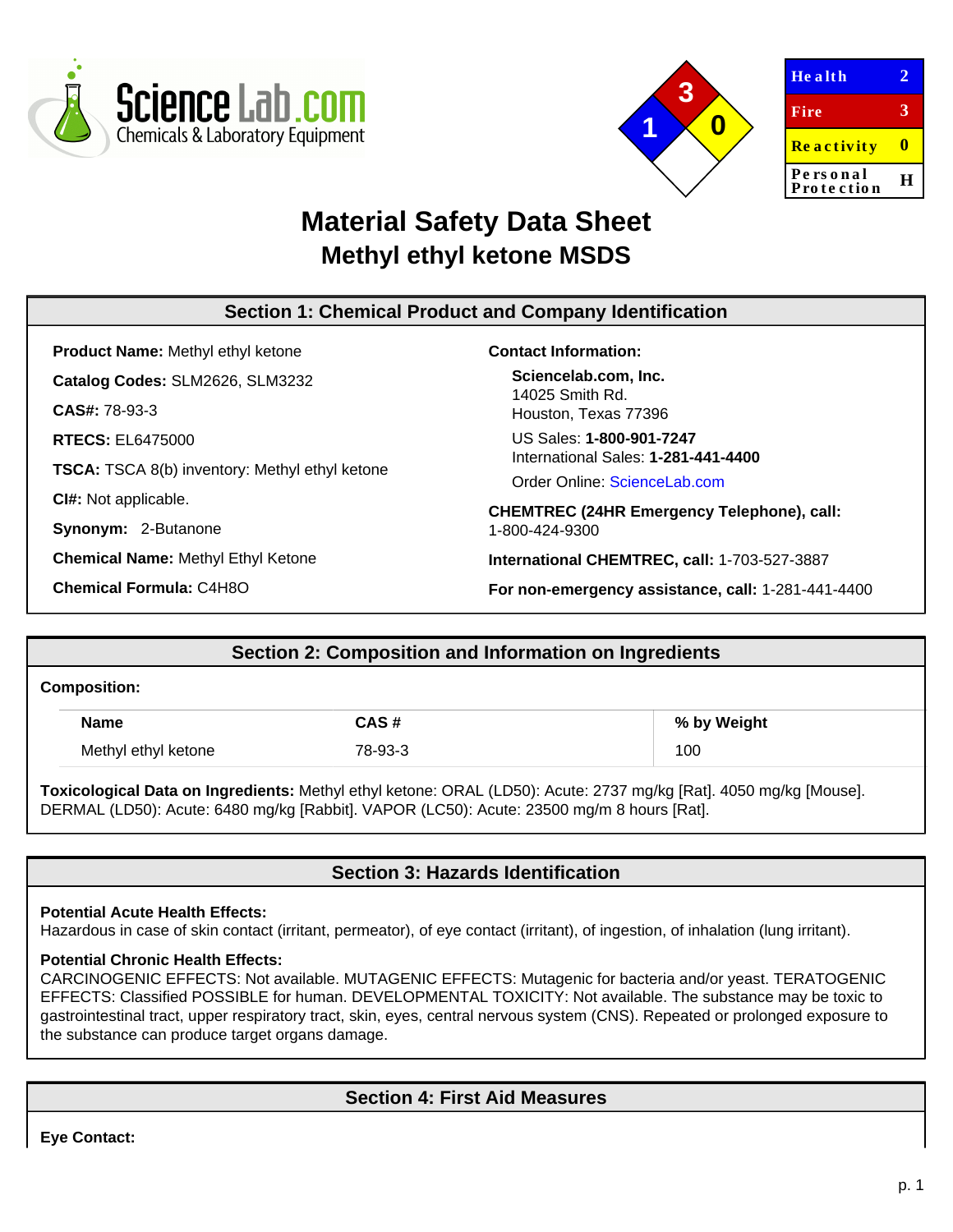ScienceLab.com
Chemicals & Laboratory Equipment

| Health | 2 |
|---|---|
| Fire | 3 |
| Reactivity | 0 |
| Personal Protection | H |

# Material Safety Data Sheet
## Methyl ethyl ketone MSDS

## Section 1: Chemical Product and Company Identification

**Product Name:** Methyl ethyl ketone

**Catalog Codes:** SLM2626, SLM3232

**CAS#:** 78-93-3

**RTECS:** EL6475000

**TSCA:** TSCA 8(b) inventory: Methyl ethyl ketone

**CI#:** Not applicable.

**Synonym:** 2-Butanone

**Chemical Name:** Methyl Ethyl Ketone

**Chemical Formula:** C4H8O

**Contact Information:**

**Sciencelab.com, Inc.**
14025 Smith Rd.
Houston, Texas 77396

US Sales: **1-800-901-7247**
International Sales: **1-281-441-4400**

Order Online: ScienceLab.com

**CHEMTREC (24HR Emergency Telephone), call:**
1-800-424-9300

**International CHEMTREC, call:** 1-703-527-3887

**For non-emergency assistance, call:** 1-281-441-4400

## Section 2: Composition and Information on Ingredients

**Composition:**

| Name | CAS # | % by Weight |
|---|---|---|
| Methyl ethyl ketone | 78-93-3 | 100 |

**Toxicological Data on Ingredients:** Methyl ethyl ketone: ORAL (LD50): Acute: 2737 mg/kg [Rat]. 4050 mg/kg [Mouse]. DERMAL (LD50): Acute: 6480 mg/kg [Rabbit]. VAPOR (LC50): Acute: 23500 mg/m 8 hours [Rat].

## Section 3: Hazards Identification

**Potential Acute Health Effects:**
Hazardous in case of skin contact (irritant, permeator), of eye contact (irritant), of ingestion, of inhalation (lung irritant).

**Potential Chronic Health Effects:**
CARCINOGENIC EFFECTS: Not available. MUTAGENIC EFFECTS: Mutagenic for bacteria and/or yeast. TERATOGENIC EFFECTS: Classified POSSIBLE for human. DEVELOPMENTAL TOXICITY: Not available. The substance may be toxic to gastrointestinal tract, upper respiratory tract, skin, eyes, central nervous system (CNS). Repeated or prolonged exposure to the substance can produce target organs damage.

## Section 4: First Aid Measures

**Eye Contact:**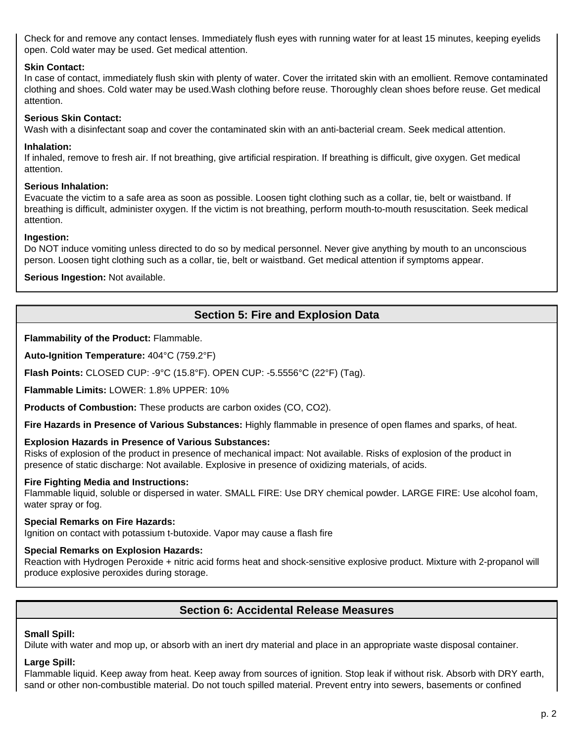Check for and remove any contact lenses. Immediately flush eyes with running water for at least 15 minutes, keeping eyelids open. Cold water may be used. Get medical attention.

**Skin Contact:**
In case of contact, immediately flush skin with plenty of water. Cover the irritated skin with an emollient. Remove contaminated clothing and shoes. Cold water may be used.Wash clothing before reuse. Thoroughly clean shoes before reuse. Get medical attention.

**Serious Skin Contact:**
Wash with a disinfectant soap and cover the contaminated skin with an anti-bacterial cream. Seek medical attention.

**Inhalation:**
If inhaled, remove to fresh air. If not breathing, give artificial respiration. If breathing is difficult, give oxygen. Get medical attention.

**Serious Inhalation:**
Evacuate the victim to a safe area as soon as possible. Loosen tight clothing such as a collar, tie, belt or waistband. If breathing is difficult, administer oxygen. If the victim is not breathing, perform mouth-to-mouth resuscitation. Seek medical attention.

**Ingestion:**
Do NOT induce vomiting unless directed to do so by medical personnel. Never give anything by mouth to an unconscious person. Loosen tight clothing such as a collar, tie, belt or waistband. Get medical attention if symptoms appear.

**Serious Ingestion:** Not available.

## Section 5: Fire and Explosion Data

**Flammability of the Product:** Flammable.

**Auto-Ignition Temperature:** 404°C (759.2°F)

**Flash Points:** CLOSED CUP: -9°C (15.8°F). OPEN CUP: -5.5556°C (22°F) (Tag).

**Flammable Limits:** LOWER: 1.8% UPPER: 10%

**Products of Combustion:** These products are carbon oxides (CO, $CO_2$).

**Fire Hazards in Presence of Various Substances:** Highly flammable in presence of open flames and sparks, of heat.

**Explosion Hazards in Presence of Various Substances:**
Risks of explosion of the product in presence of mechanical impact: Not available. Risks of explosion of the product in presence of static discharge: Not available. Explosive in presence of oxidizing materials, of acids.

**Fire Fighting Media and Instructions:**
Flammable liquid, soluble or dispersed in water. SMALL FIRE: Use DRY chemical powder. LARGE FIRE: Use alcohol foam, water spray or fog.

**Special Remarks on Fire Hazards:**
Ignition on contact with potassium t-butoxide. Vapor may cause a flash fire

**Special Remarks on Explosion Hazards:**
Reaction with Hydrogen Peroxide + nitric acid forms heat and shock-sensitive explosive product. Mixture with 2-propanol will produce explosive peroxides during storage.

## Section 6: Accidental Release Measures

**Small Spill:**
Dilute with water and mop up, or absorb with an inert dry material and place in an appropriate waste disposal container.

**Large Spill:**
Flammable liquid. Keep away from heat. Keep away from sources of ignition. Stop leak if without risk. Absorb with DRY earth, sand or other non-combustible material. Do not touch spilled material. Prevent entry into sewers, basements or confined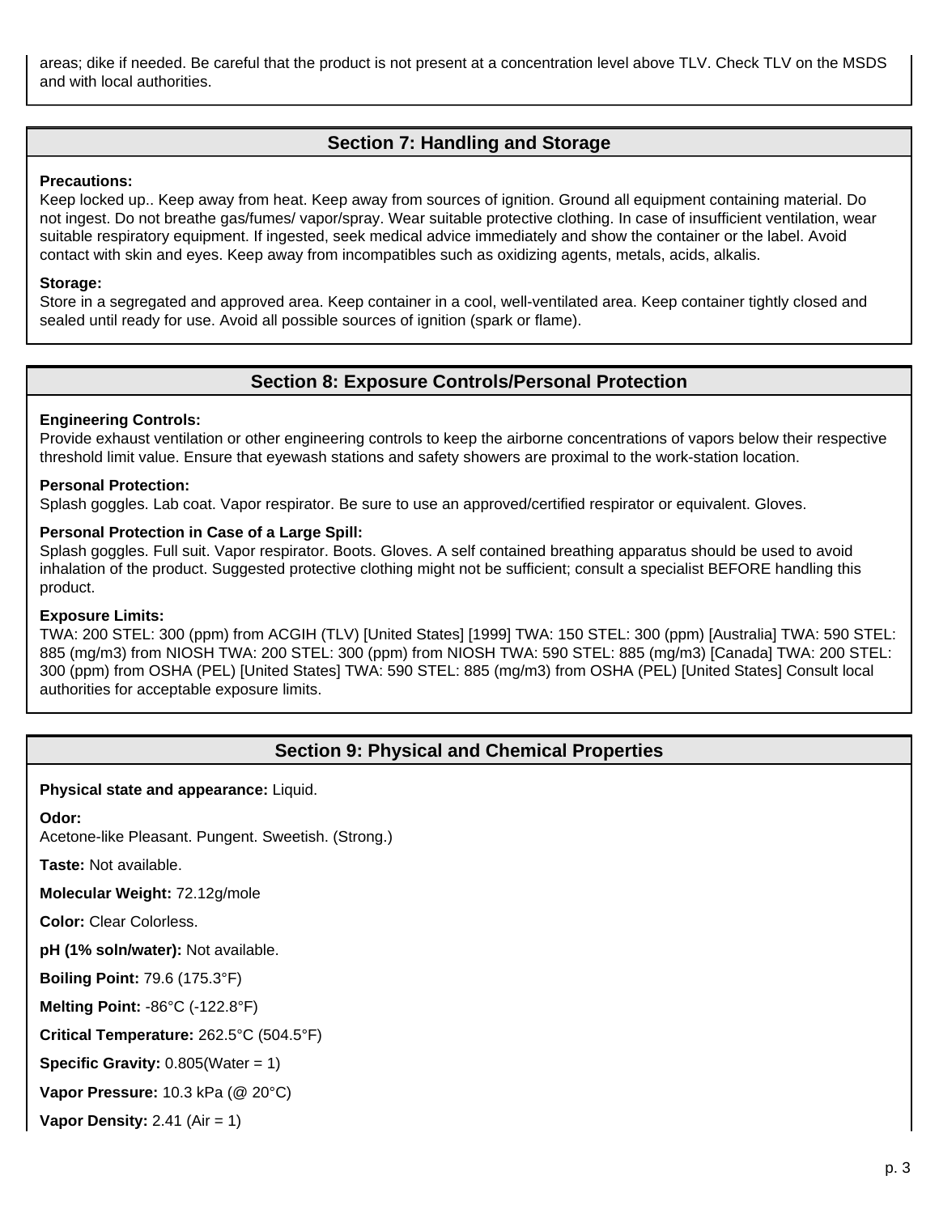areas; dike if needed. Be careful that the product is not present at a concentration level above TLV. Check TLV on the MSDS and with local authorities.

## Section 7: Handling and Storage

**Precautions:**
Keep locked up.. Keep away from heat. Keep away from sources of ignition. Ground all equipment containing material. Do not ingest. Do not breathe gas/fumes/ vapor/spray. Wear suitable protective clothing. In case of insufficient ventilation, wear suitable respiratory equipment. If ingested, seek medical advice immediately and show the container or the label. Avoid contact with skin and eyes. Keep away from incompatibles such as oxidizing agents, metals, acids, alkalis.

**Storage:**
Store in a segregated and approved area. Keep container in a cool, well-ventilated area. Keep container tightly closed and sealed until ready for use. Avoid all possible sources of ignition (spark or flame).

## Section 8: Exposure Controls/Personal Protection

**Engineering Controls:**
Provide exhaust ventilation or other engineering controls to keep the airborne concentrations of vapors below their respective threshold limit value. Ensure that eyewash stations and safety showers are proximal to the work-station location.

**Personal Protection:**
Splash goggles. Lab coat. Vapor respirator. Be sure to use an approved/certified respirator or equivalent. Gloves.

**Personal Protection in Case of a Large Spill:**
Splash goggles. Full suit. Vapor respirator. Boots. Gloves. A self contained breathing apparatus should be used to avoid inhalation of the product. Suggested protective clothing might not be sufficient; consult a specialist BEFORE handling this product.

**Exposure Limits:**
TWA: 200 STEL: 300 (ppm) from ACGIH (TLV) [United States] [1999] TWA: 150 STEL: 300 (ppm) [Australia] TWA: 590 STEL: 885 (mg/m3) from NIOSH TWA: 200 STEL: 300 (ppm) from NIOSH TWA: 590 STEL: 885 (mg/m3) [Canada] TWA: 200 STEL: 300 (ppm) from OSHA (PEL) [United States] TWA: 590 STEL: 885 (mg/m3) from OSHA (PEL) [United States] Consult local authorities for acceptable exposure limits.

## Section 9: Physical and Chemical Properties

**Physical state and appearance:** Liquid.

**Odor:**
Acetone-like Pleasant. Pungent. Sweetish. (Strong.)

**Taste:** Not available.

**Molecular Weight:** 72.12g/mole

**Color:** Clear Colorless.

**pH (1% soln/water):** Not available.

**Boiling Point:** 79.6 (175.3°F)

**Melting Point:** -86°C (-122.8°F)

**Critical Temperature:** 262.5°C (504.5°F)

**Specific Gravity:** 0.805(Water = 1)

**Vapor Pressure:** 10.3 kPa (@ 20°C)

**Vapor Density:** 2.41 (Air = 1)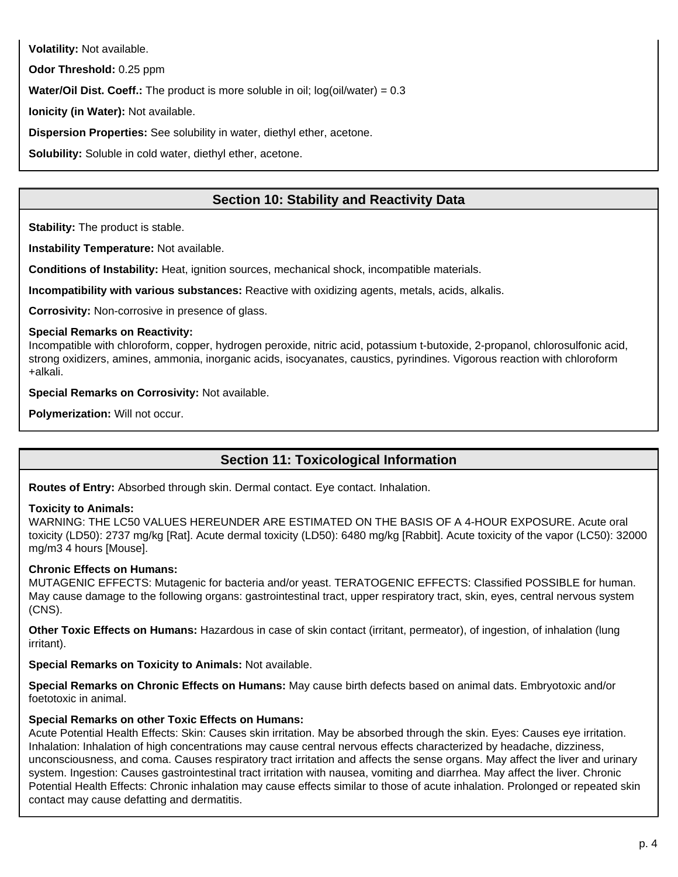**Volatility:** Not available.

**Odor Threshold:** 0.25 ppm

**Water/Oil Dist. Coeff.:** The product is more soluble in oil; log(oil/water) = 0.3

**Ionicity (in Water):** Not available.

**Dispersion Properties:** See solubility in water, diethyl ether, acetone.

**Solubility:** Soluble in cold water, diethyl ether, acetone.

## Section 10: Stability and Reactivity Data

**Stability:** The product is stable.

**Instability Temperature:** Not available.

**Conditions of Instability:** Heat, ignition sources, mechanical shock, incompatible materials.

**Incompatibility with various substances:** Reactive with oxidizing agents, metals, acids, alkalis.

**Corrosivity:** Non-corrosive in presence of glass.

**Special Remarks on Reactivity:**
Incompatible with chloroform, copper, hydrogen peroxide, nitric acid, potassium t-butoxide, 2-propanol, chlorosulfonic acid, strong oxidizers, amines, ammonia, inorganic acids, isocyanates, caustics, pyrindines. Vigorous reaction with chloroform +alkali.

**Special Remarks on Corrosivity:** Not available.

**Polymerization:** Will not occur.

## Section 11: Toxicological Information

**Routes of Entry:** Absorbed through skin. Dermal contact. Eye contact. Inhalation.

**Toxicity to Animals:**
WARNING: THE LC50 VALUES HEREUNDER ARE ESTIMATED ON THE BASIS OF A 4-HOUR EXPOSURE. Acute oral toxicity (LD50): 2737 mg/kg [Rat]. Acute dermal toxicity (LD50): 6480 mg/kg [Rabbit]. Acute toxicity of the vapor (LC50): 32000 mg/m3 4 hours [Mouse].

**Chronic Effects on Humans:**
MUTAGENIC EFFECTS: Mutagenic for bacteria and/or yeast. TERATOGENIC EFFECTS: Classified POSSIBLE for human. May cause damage to the following organs: gastrointestinal tract, upper respiratory tract, skin, eyes, central nervous system (CNS).

**Other Toxic Effects on Humans:** Hazardous in case of skin contact (irritant, permeator), of ingestion, of inhalation (lung irritant).

**Special Remarks on Toxicity to Animals:** Not available.

**Special Remarks on Chronic Effects on Humans:** May cause birth defects based on animal dats. Embryotoxic and/or foetotoxic in animal.

**Special Remarks on other Toxic Effects on Humans:**
Acute Potential Health Effects: Skin: Causes skin irritation. May be absorbed through the skin. Eyes: Causes eye irritation. Inhalation: Inhalation of high concentrations may cause central nervous effects characterized by headache, dizziness, unconsciousness, and coma. Causes respiratory tract irritation and affects the sense organs. May affect the liver and urinary system. Ingestion: Causes gastrointestinal tract irritation with nausea, vomiting and diarrhea. May affect the liver. Chronic Potential Health Effects: Chronic inhalation may cause effects similar to those of acute inhalation. Prolonged or repeated skin contact may cause defatting and dermatitis.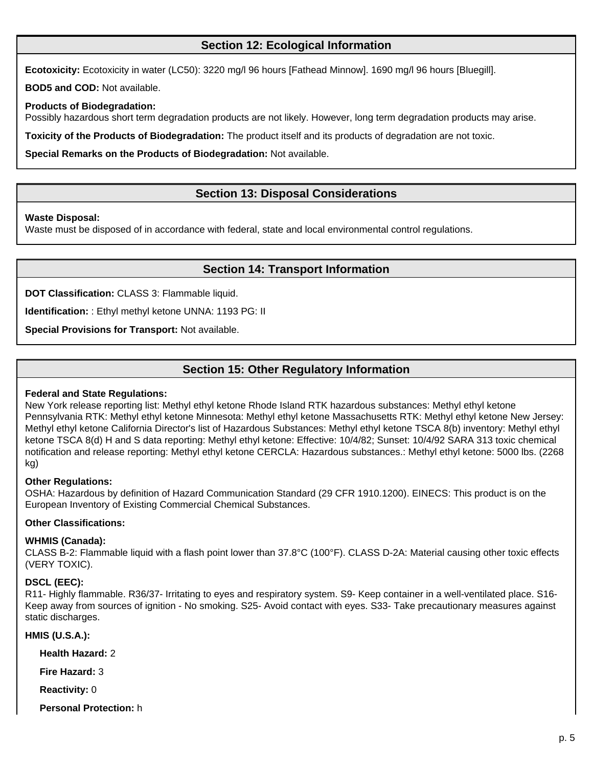## Section 12: Ecological Information

**Ecotoxicity:** Ecotoxicity in water (LC50): 3220 mg/l 96 hours [Fathead Minnow]. 1690 mg/l 96 hours [Bluegill].

**BOD5 and COD:** Not available.

**Products of Biodegradation:**
Possibly hazardous short term degradation products are not likely. However, long term degradation products may arise.

**Toxicity of the Products of Biodegradation:** The product itself and its products of degradation are not toxic.

**Special Remarks on the Products of Biodegradation:** Not available.

## Section 13: Disposal Considerations

**Waste Disposal:**
Waste must be disposed of in accordance with federal, state and local environmental control regulations.

## Section 14: Transport Information

**DOT Classification:** CLASS 3: Flammable liquid.

**Identification:** : Ethyl methyl ketone UNNA: 1193 PG: II

**Special Provisions for Transport:** Not available.

## Section 15: Other Regulatory Information

**Federal and State Regulations:**
New York release reporting list: Methyl ethyl ketone Rhode Island RTK hazardous substances: Methyl ethyl ketone Pennsylvania RTK: Methyl ethyl ketone Minnesota: Methyl ethyl ketone Massachusetts RTK: Methyl ethyl ketone New Jersey: Methyl ethyl ketone California Director's list of Hazardous Substances: Methyl ethyl ketone TSCA 8(b) inventory: Methyl ethyl ketone TSCA 8(d) H and S data reporting: Methyl ethyl ketone: Effective: 10/4/82; Sunset: 10/4/92 SARA 313 toxic chemical notification and release reporting: Methyl ethyl ketone CERCLA: Hazardous substances.: Methyl ethyl ketone: 5000 lbs. (2268 kg)

**Other Regulations:**
OSHA: Hazardous by definition of Hazard Communication Standard (29 CFR 1910.1200). EINECS: This product is on the European Inventory of Existing Commercial Chemical Substances.

**Other Classifications:**

**WHMIS (Canada):**
CLASS B-2: Flammable liquid with a flash point lower than 37.8°C (100°F). CLASS D-2A: Material causing other toxic effects (VERY TOXIC).

**DSCL (EEC):**
R11- Highly flammable. R36/37- Irritating to eyes and respiratory system. S9- Keep container in a well-ventilated place. S16- Keep away from sources of ignition - No smoking. S25- Avoid contact with eyes. S33- Take precautionary measures against static discharges.

**HMIS (U.S.A.):**

**Health Hazard:** 2

**Fire Hazard:** 3

**Reactivity:** 0

**Personal Protection:** h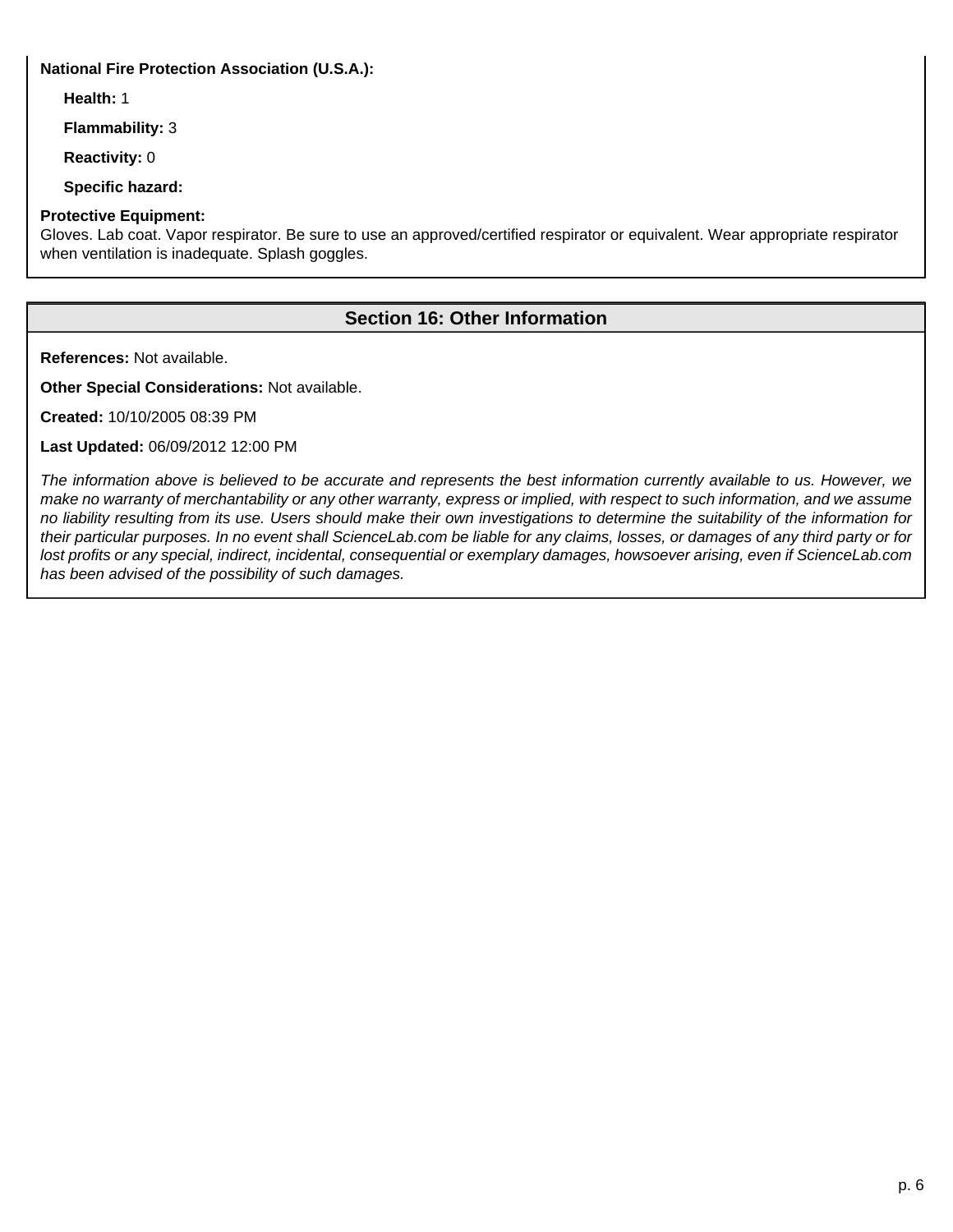**National Fire Protection Association (U.S.A.):**

**Health:** 1

**Flammability:** 3

**Reactivity:** 0

**Specific hazard:**

**Protective Equipment:**
Gloves. Lab coat. Vapor respirator. Be sure to use an approved/certified respirator or equivalent. Wear appropriate respirator when ventilation is inadequate. Splash goggles.

## Section 16: Other Information

**References:** Not available.

**Other Special Considerations:** Not available.

**Created:** 10/10/2005 08:39 PM

**Last Updated:** 06/09/2012 12:00 PM

*The information above is believed to be accurate and represents the best information currently available to us. However, we make no warranty of merchantability or any other warranty, express or implied, with respect to such information, and we assume no liability resulting from its use. Users should make their own investigations to determine the suitability of the information for their particular purposes. In no event shall ScienceLab.com be liable for any claims, losses, or damages of any third party or for lost profits or any special, indirect, incidental, consequential or exemplary damages, howsoever arising, even if ScienceLab.com has been advised of the possibility of such damages.*